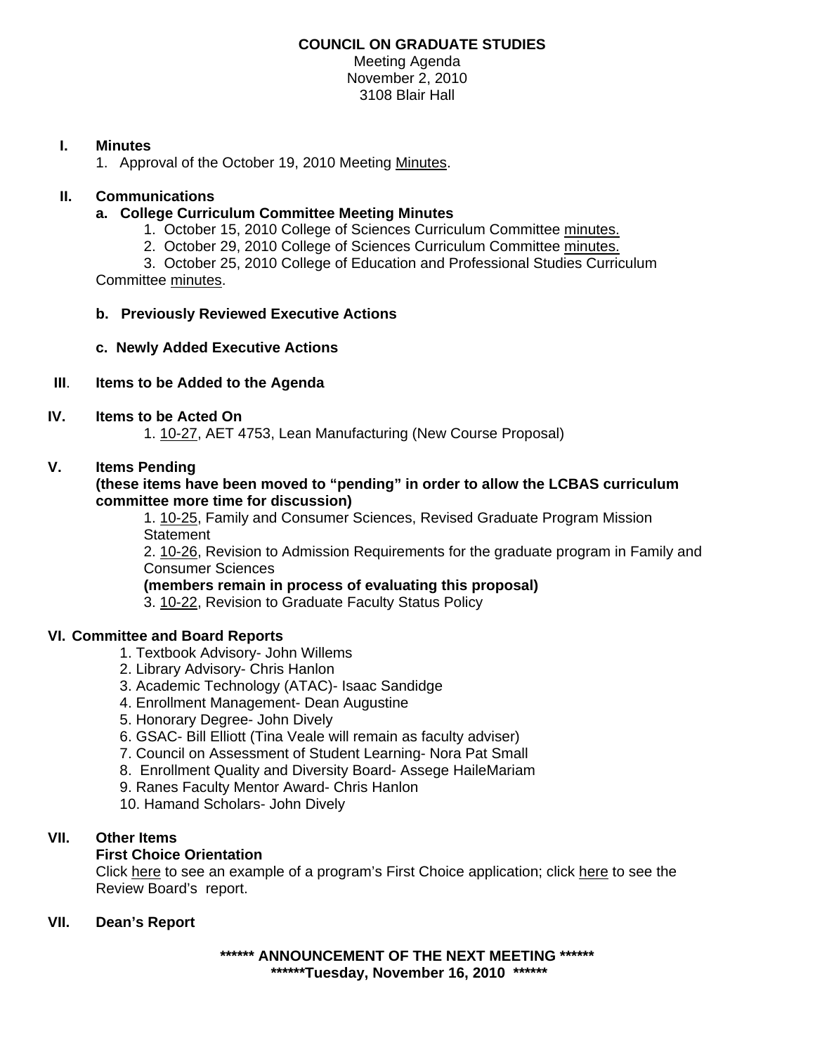**COUNCIL ON GRADUATE STUDIES**

Meeting Agenda
November 2, 2010
3108 Blair Hall

**I. Minutes**

1. Approval of the October 19, 2010 Meeting Minutes.

**II. Communications**

**a. College Curriculum Committee Meeting Minutes**

1. October 15, 2010 College of Sciences Curriculum Committee minutes.
2. October 29, 2010 College of Sciences Curriculum Committee minutes.
3. October 25, 2010 College of Education and Professional Studies Curriculum Committee minutes.

**b. Previously Reviewed Executive Actions**

**c. Newly Added Executive Actions**

**III. Items to be Added to the Agenda**

**IV. Items to be Acted On**

1. 10-27, AET 4753, Lean Manufacturing (New Course Proposal)

**V. Items Pending**

**(these items have been moved to "pending" in order to allow the LCBAS curriculum committee more time for discussion)**

1. 10-25, Family and Consumer Sciences, Revised Graduate Program Mission Statement
2. 10-26, Revision to Admission Requirements for the graduate program in Family and Consumer Sciences

**(members remain in process of evaluating this proposal)**

3. 10-22, Revision to Graduate Faculty Status Policy

**VI. Committee and Board Reports**

1. Textbook Advisory- John Willems
2. Library Advisory- Chris Hanlon
3. Academic Technology (ATAC)- Isaac Sandidge
4. Enrollment Management- Dean Augustine
5. Honorary Degree- John Dively
6. GSAC- Bill Elliott (Tina Veale will remain as faculty adviser)
7. Council on Assessment of Student Learning- Nora Pat Small
8. Enrollment Quality and Diversity Board- Assege HaileMariam
9. Ranes Faculty Mentor Award- Chris Hanlon
10. Hamand Scholars- John Dively

**VII. Other Items**

**First Choice Orientation**

Click here to see an example of a program's First Choice application; click here to see the Review Board's report.

**VII. Dean's Report**

**\*\*\*\*\*\* ANNOUNCEMENT OF THE NEXT MEETING \*\*\*\*\*\***
**\*\*\*\*\*\*Tuesday, November 16, 2010 \*\*\*\*\*\***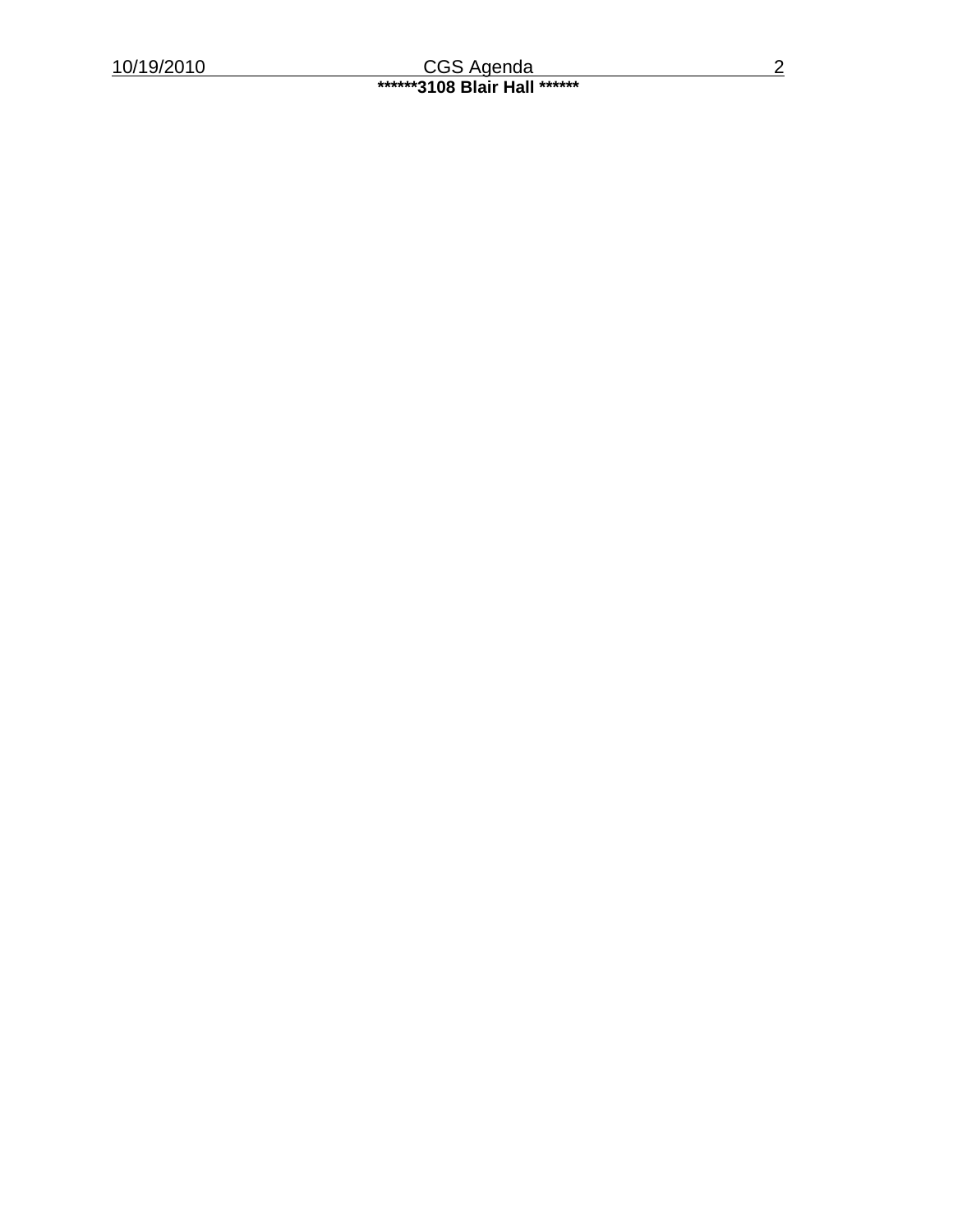**\*\*\*\*\*\*3108 Blair Hall \*\*\*\*\*\***

******3108 Blair Hall ******